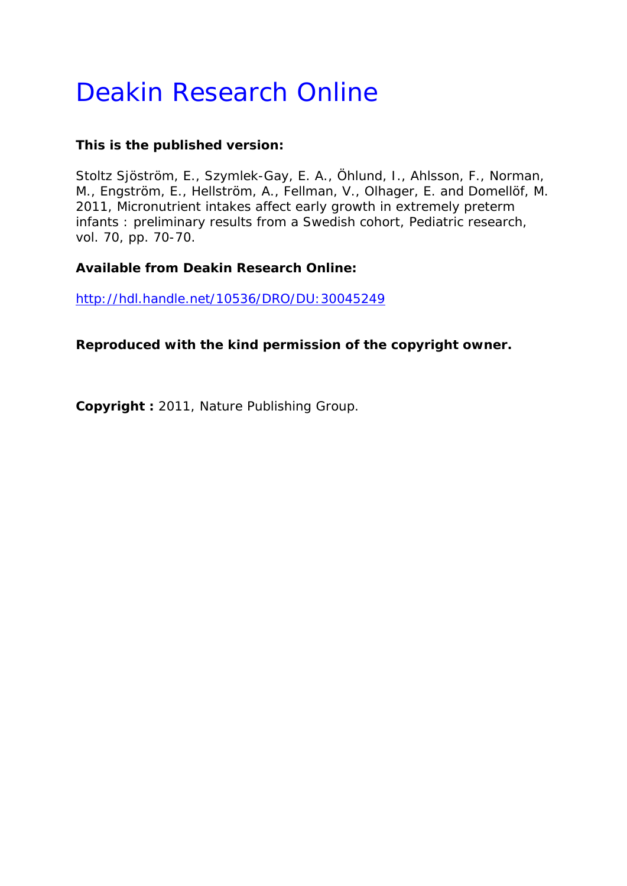# Deakin Research Online

**This is the published version:**

Stoltz Sjöström, E., Szymlek-Gay, E. A., Öhlund, I., Ahlsson, F., Norman, M., Engström, E., Hellström, A., Fellman, V., Olhager, E. and Domellöf, M. 2011, Micronutrient intakes affect early growth in extremely preterm infants : preliminary results from a Swedish cohort, Pediatric research, vol. 70, pp. 70-70.

**Available from Deakin Research Online:**

http://hdl.handle.net/10536/DRO/DU:30045249

**Reproduced with the kind permission of the copyright owner.**

**Copyright :** 2011, Nature Publishing Group.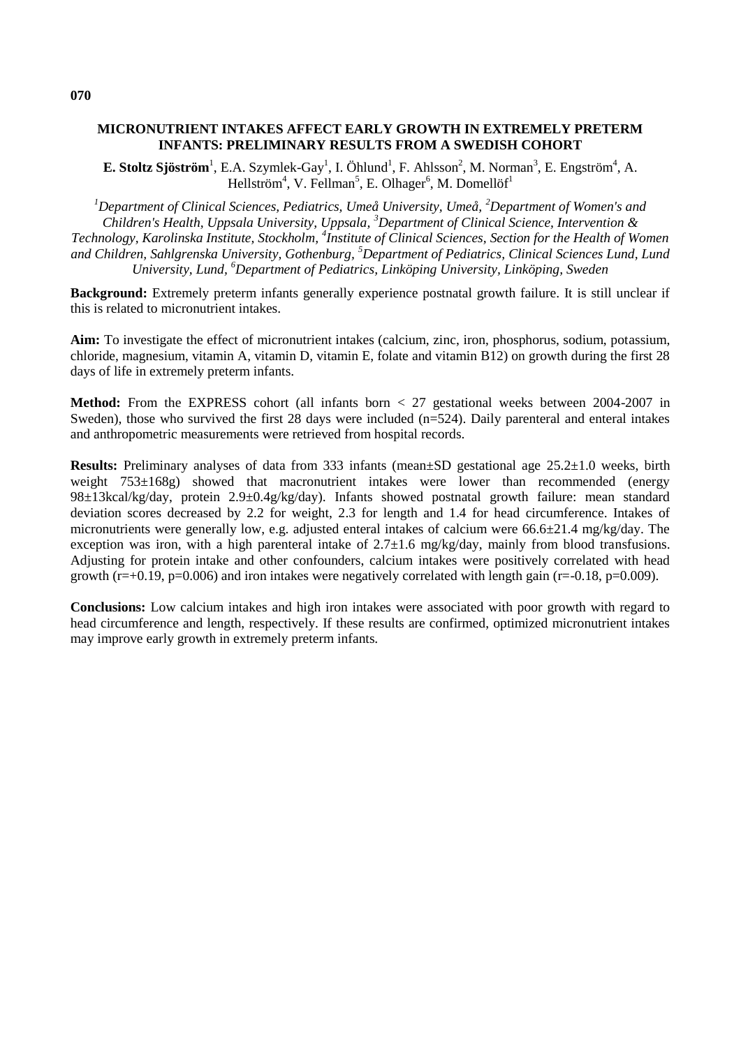070

## MICRONUTRIENT INTAKES AFFECT EARLY GROWTH IN EXTREMELY PRETERM INFANTS: PRELIMINARY RESULTS FROM A SWEDISH COHORT

**E. Stoltz Sjöström**[1], E.A. Szymlek-Gay[1], I. Öhlund[1], F. Ahlsson[2], M. Norman[3], E. Engström[4], A. Hellström[4], V. Fellman[5], E. Olhager[6], M. Domellöf[1]

*[1]Department of Clinical Sciences, Pediatrics, Umeå University, Umeå, [2]Department of Women's and Children's Health, Uppsala University, Uppsala, [3]Department of Clinical Science, Intervention & Technology, Karolinska Institute, Stockholm, [4]Institute of Clinical Sciences, Section for the Health of Women and Children, Sahlgrenska University, Gothenburg, [5]Department of Pediatrics, Clinical Sciences Lund, Lund University, Lund, [6]Department of Pediatrics, Linköping University, Linköping, Sweden*

**Background:** Extremely preterm infants generally experience postnatal growth failure. It is still unclear if this is related to micronutrient intakes.

**Aim:** To investigate the effect of micronutrient intakes (calcium, zinc, iron, phosphorus, sodium, potassium, chloride, magnesium, vitamin A, vitamin D, vitamin E, folate and vitamin B12) on growth during the first 28 days of life in extremely preterm infants.

**Method:** From the EXPRESS cohort (all infants born < 27 gestational weeks between 2004-2007 in Sweden), those who survived the first 28 days were included (n=524). Daily parenteral and enteral intakes and anthropometric measurements were retrieved from hospital records.

**Results:** Preliminary analyses of data from 333 infants (mean±SD gestational age 25.2±1.0 weeks, birth weight 753±168g) showed that macronutrient intakes were lower than recommended (energy 98±13kcal/kg/day, protein 2.9±0.4g/kg/day). Infants showed postnatal growth failure: mean standard deviation scores decreased by 2.2 for weight, 2.3 for length and 1.4 for head circumference. Intakes of micronutrients were generally low, e.g. adjusted enteral intakes of calcium were 66.6±21.4 mg/kg/day. The exception was iron, with a high parenteral intake of 2.7±1.6 mg/kg/day, mainly from blood transfusions. Adjusting for protein intake and other confounders, calcium intakes were positively correlated with head growth (r=+0.19, p=0.006) and iron intakes were negatively correlated with length gain (r=-0.18, p=0.009).

**Conclusions:** Low calcium intakes and high iron intakes were associated with poor growth with regard to head circumference and length, respectively. If these results are confirmed, optimized micronutrient intakes may improve early growth in extremely preterm infants.